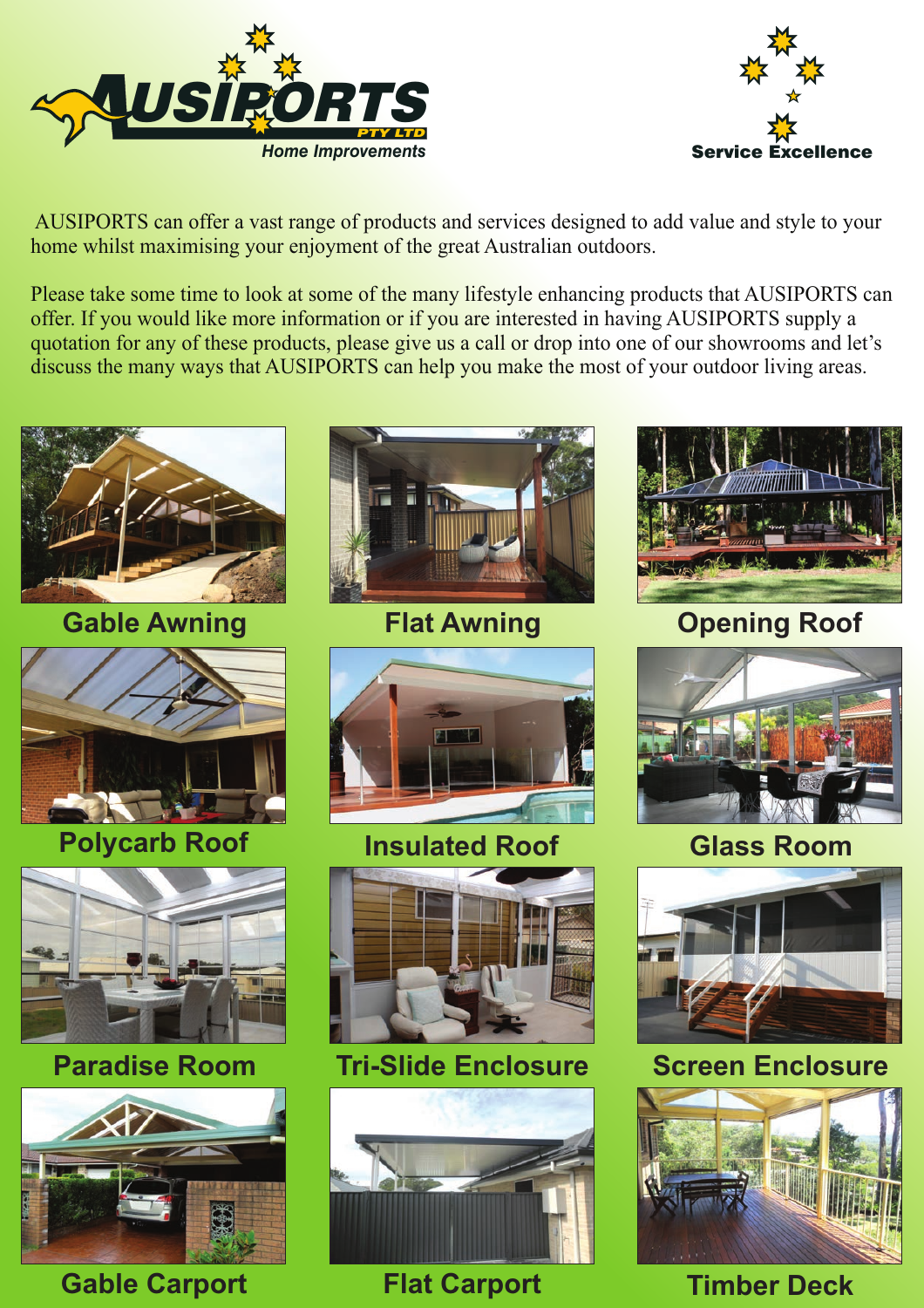AUSIPORTS PTY LTD

*Home Improvements*

Service Excellence

AUSIPORTS can offer a vast range of products and services designed to add value and style to your home whilst maximising your enjoyment of the great Australian outdoors.

Please take some time to look at some of the many lifestyle enhancing products that AUSIPORTS can offer. If you would like more information or if you are interested in having AUSIPORTS supply a quotation for any of these products, please give us a call or drop into one of our showrooms and let's discuss the many ways that AUSIPORTS can help you make the most of your outdoor living areas.

**Gable Awning**

**Flat Awning**

**Opening Roof**

**Polycarb Roof**

**Insulated Roof**

**Glass Room**

**Paradise Room**

**Tri-Slide Enclosure**

**Screen Enclosure**

**Gable Carport**

**Flat Carport**

**Timber Deck**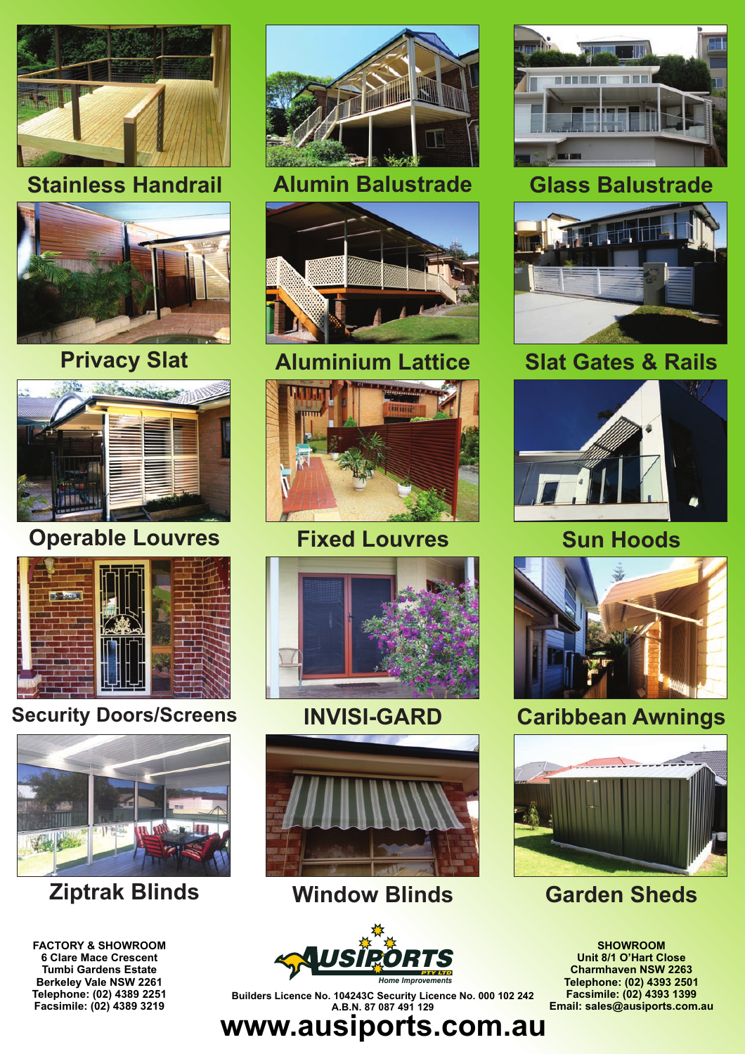Stainless Handrail

Alumin Balustrade

Glass Balustrade

Privacy Slat

Aluminium Lattice

Slat Gates & Rails

Operable Louvres

Fixed Louvres

Sun Hoods

Security Doors/Screens

INVISI-GARD

Caribbean Awnings

Ziptrak Blinds

Window Blinds

Garden Sheds

**FACTORY & SHOWROOM**
**6 Clare Mace Crescent**
**Tumbi Gardens Estate**
**Berkeley Vale NSW 2261**
**Telephone: (02) 4389 2251**
**Facsimile: (02) 4389 3219**

AUSIPORTS PTY LTD
*Home Improvements*

**Builders Licence No. 104243C Security Licence No. 000 102 242**
**A.B.N. 87 087 491 129**

**SHOWROOM**
**Unit 8/1 O'Hart Close**
**Charmhaven NSW 2263**
**Telephone: (02) 4393 2501**
**Facsimile: (02) 4393 1399**
**Email: sales@ausiports.com.au**

# www.ausiports.com.au